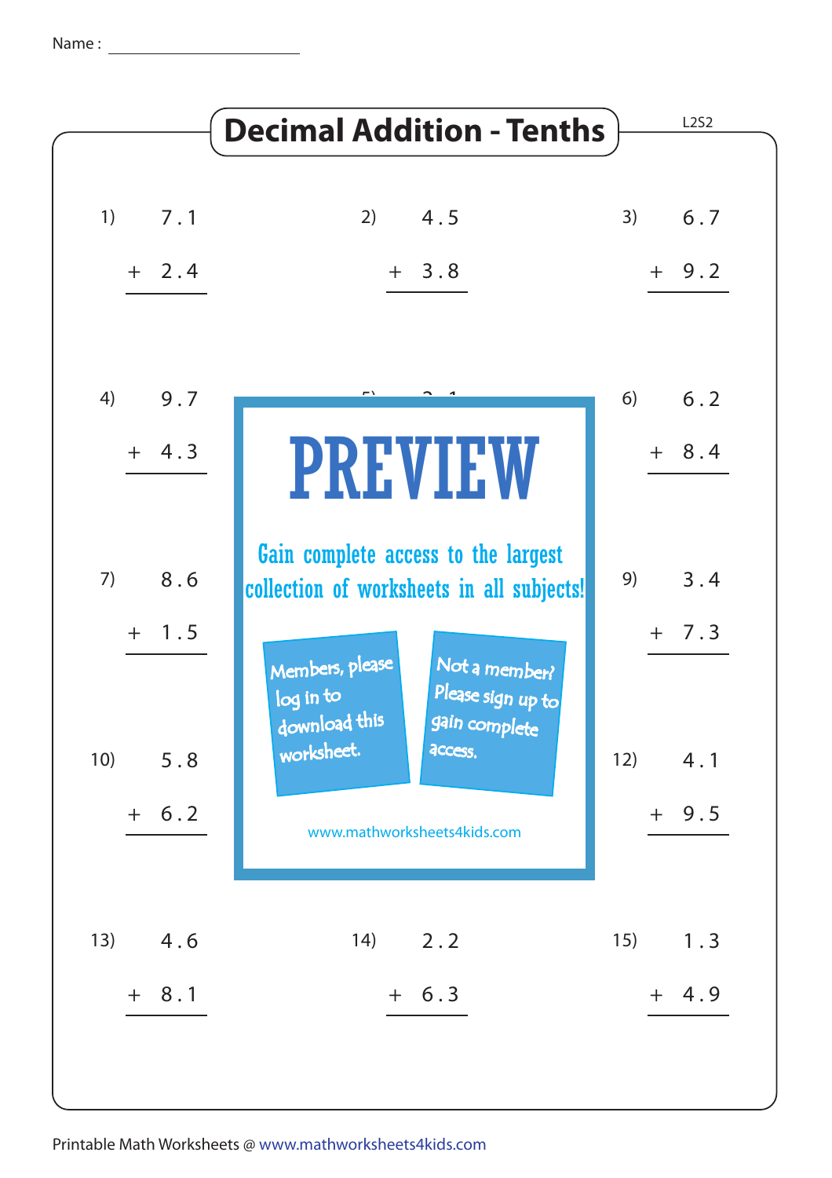Name : ____________________

# Decimal Addition - Tenths

L2S2

1) $7.1 + 2.4$

2) $4.5 + 3.8$

3) $6.7 + 9.2$

4) $9.7 + 4.3$

6) $6.2 + 8.4$

7) $8.6 + 1.5$

9) $3.4 + 7.3$

10) $5.8 + 6.2$

12) $4.1 + 9.5$

13) $4.6 + 8.1$

14) $2.2 + 6.3$

15) $1.3 + 4.9$

**PREVIEW**

Gain complete access to the largest collection of worksheets in all subjects!

Members, please log in to download this worksheet.

Not a member? Please sign up to gain complete access.

www.mathworksheets4kids.com

Printable Math Worksheets @ www.mathworksheets4kids.com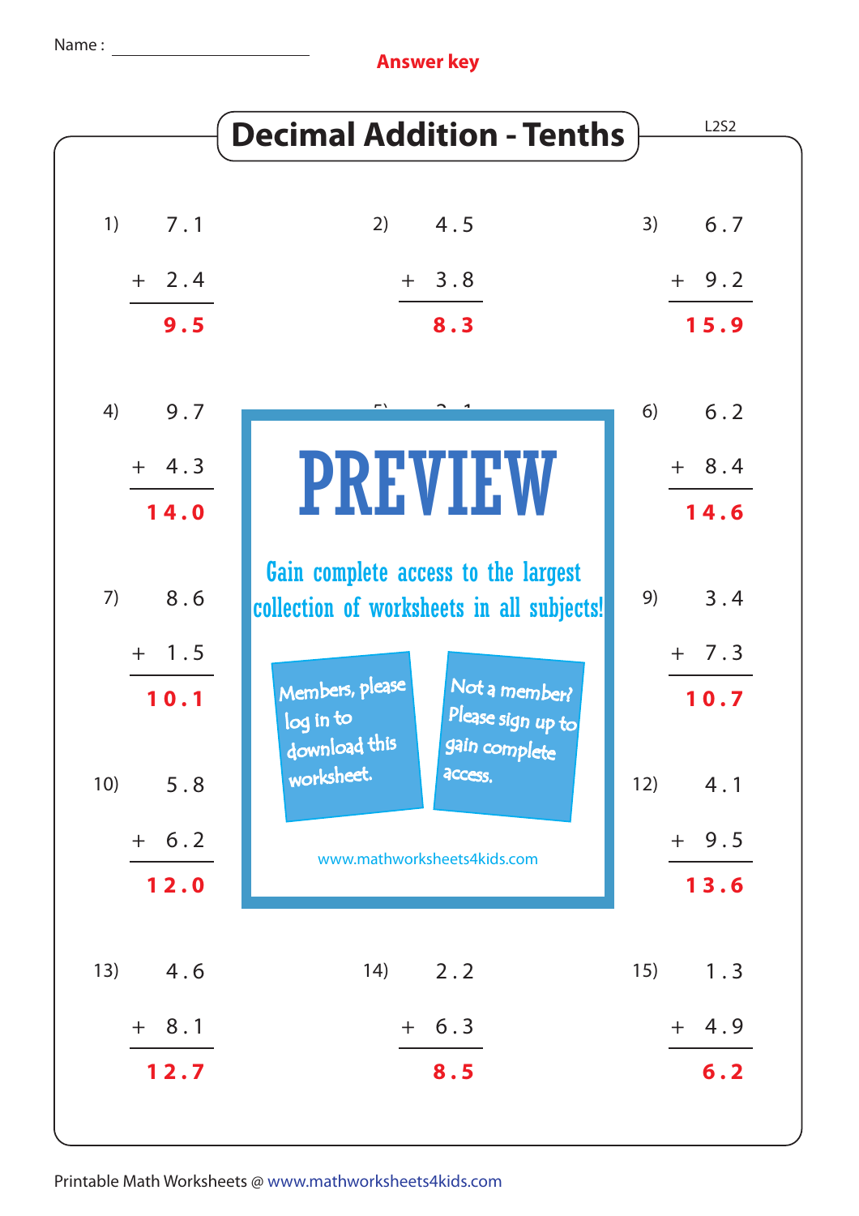Name : ____________________

**Answer key**

# Decimal Addition - Tenths

L2S2

1) $7.1 + 2.4 = $ **9.5**

2) $4.5 + 3.8 = $ **8.3**

3) $6.7 + 9.2 = $ **15.9**

4) $9.7 + 4.3 = $ **14.0**

6) $6.2 + 8.4 = $ **14.6**

7) $8.6 + 1.5 = $ **10.1**

9) $3.4 + 7.3 = $ **10.7**

10) $5.8 + 6.2 = $ **12.0**

12) $4.1 + 9.5 = $ **13.6**

13) $4.6 + 8.1 = $ **12.7**

14) $2.2 + 6.3 = $ **8.5**

15) $1.3 + 4.9 = $ **6.2**

PREVIEW

Gain complete access to the largest collection of worksheets in all subjects!

Members, please log in to download this worksheet.

Not a member? Please sign up to gain complete access.

www.mathworksheets4kids.com

Printable Math Worksheets @ www.mathworksheets4kids.com